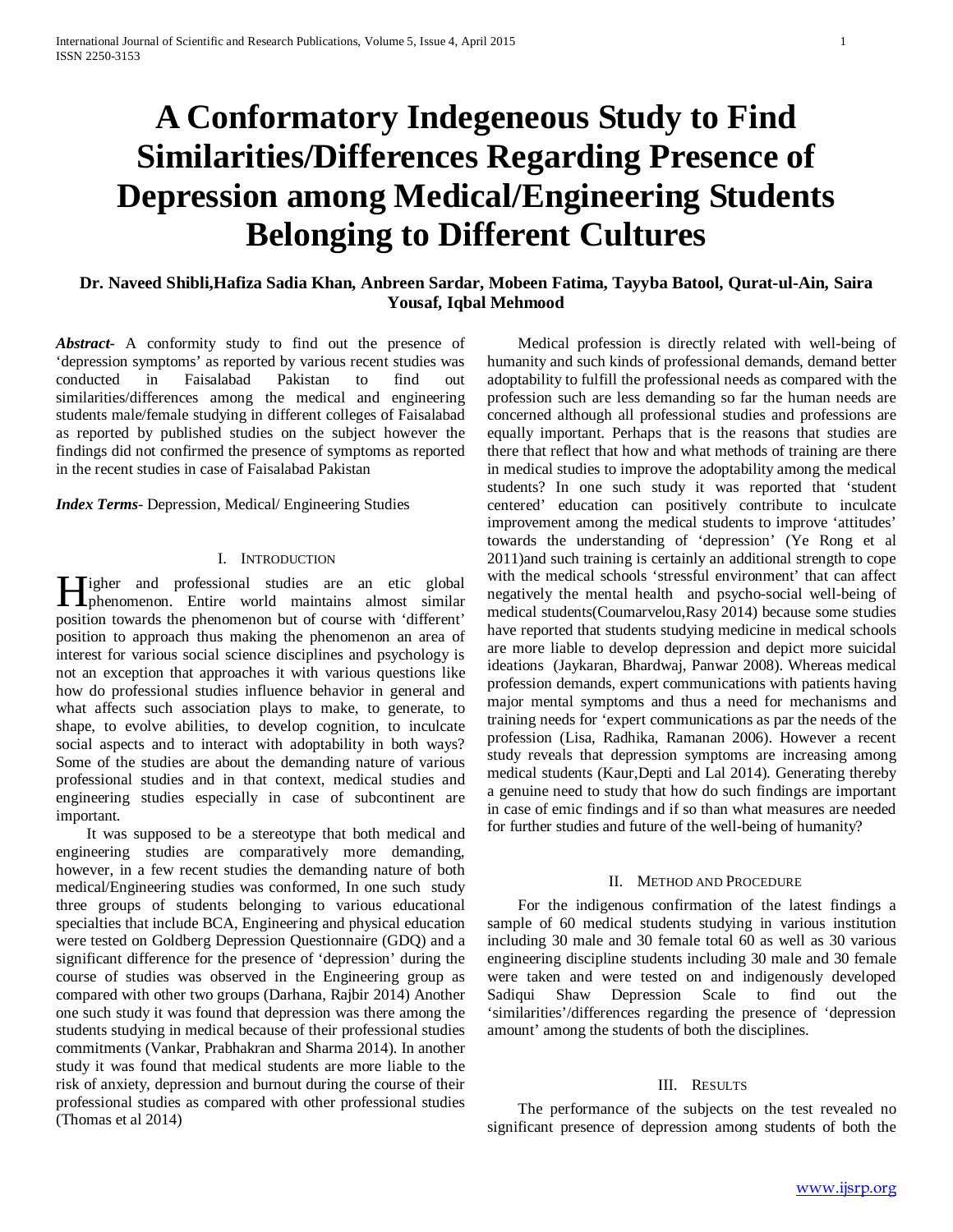# A Conformatory Indegeneous Study to Find Similarities/Differences Regarding Presence of Depression among Medical/Engineering Students Belonging to Different Cultures

**Dr. Naveed Shibli,Hafiza Sadia Khan, Anbreen Sardar, Mobeen Fatima, Tayyba Batool, Qurat-ul-Ain, Saira Yousaf, Iqbal Mehmood**

***Abstract*-** A conformity study to find out the presence of 'depression symptoms' as reported by various recent studies was conducted in Faisalabad Pakistan to find out similarities/differences among the medical and engineering students male/female studying in different colleges of Faisalabad as reported by published studies on the subject however the findings did not confirmed the presence of symptoms as reported in the recent studies in case of Faisalabad Pakistan

***Index Terms*-** Depression, Medical/ Engineering Studies

## I. Introduction

Higher and professional studies are an etic global phenomenon. Entire world maintains almost similar position towards the phenomenon but of course with 'different' position to approach thus making the phenomenon an area of interest for various social science disciplines and psychology is not an exception that approaches it with various questions like how do professional studies influence behavior in general and what affects such association plays to make, to generate, to shape, to evolve abilities, to develop cognition, to inculcate social aspects and to interact with adoptability in both ways? Some of the studies are about the demanding nature of various professional studies and in that context, medical studies and engineering studies especially in case of subcontinent are important.

It was supposed to be a stereotype that both medical and engineering studies are comparatively more demanding, however, in a few recent studies the demanding nature of both medical/Engineering studies was conformed, In one such study three groups of students belonging to various educational specialties that include BCA, Engineering and physical education were tested on Goldberg Depression Questionnaire (GDQ) and a significant difference for the presence of 'depression' during the course of studies was observed in the Engineering group as compared with other two groups (Darhana, Rajbir 2014) Another one such study it was found that depression was there among the students studying in medical because of their professional studies commitments (Vankar, Prabhakran and Sharma 2014). In another study it was found that medical students are more liable to the risk of anxiety, depression and burnout during the course of their professional studies as compared with other professional studies (Thomas et al 2014)

Medical profession is directly related with well-being of humanity and such kinds of professional demands, demand better adoptability to fulfill the professional needs as compared with the profession such are less demanding so far the human needs are concerned although all professional studies and professions are equally important. Perhaps that is the reasons that studies are there that reflect that how and what methods of training are there in medical studies to improve the adoptability among the medical students? In one such study it was reported that 'student centered' education can positively contribute to inculcate improvement among the medical students to improve 'attitudes' towards the understanding of 'depression' (Ye Rong et al 2011)and such training is certainly an additional strength to cope with the medical schools 'stressful environment' that can affect negatively the mental health and psycho-social well-being of medical students(Coumarvelou,Rasy 2014) because some studies have reported that students studying medicine in medical schools are more liable to develop depression and depict more suicidal ideations (Jaykaran, Bhardwaj, Panwar 2008). Whereas medical profession demands, expert communications with patients having major mental symptoms and thus a need for mechanisms and training needs for 'expert communications as par the needs of the profession (Lisa, Radhika, Ramanan 2006). However a recent study reveals that depression symptoms are increasing among medical students (Kaur,Depti and Lal 2014). Generating thereby a genuine need to study that how do such findings are important in case of emic findings and if so than what measures are needed for further studies and future of the well-being of humanity?

## II. Method and Procedure

For the indigenous confirmation of the latest findings a sample of 60 medical students studying in various institution including 30 male and 30 female total 60 as well as 30 various engineering discipline students including 30 male and 30 female were taken and were tested on and indigenously developed Sadiqui Shaw Depression Scale to find out the 'similarities'/differences regarding the presence of 'depression amount' among the students of both the disciplines.

## III. Results

The performance of the subjects on the test revealed no significant presence of depression among students of both the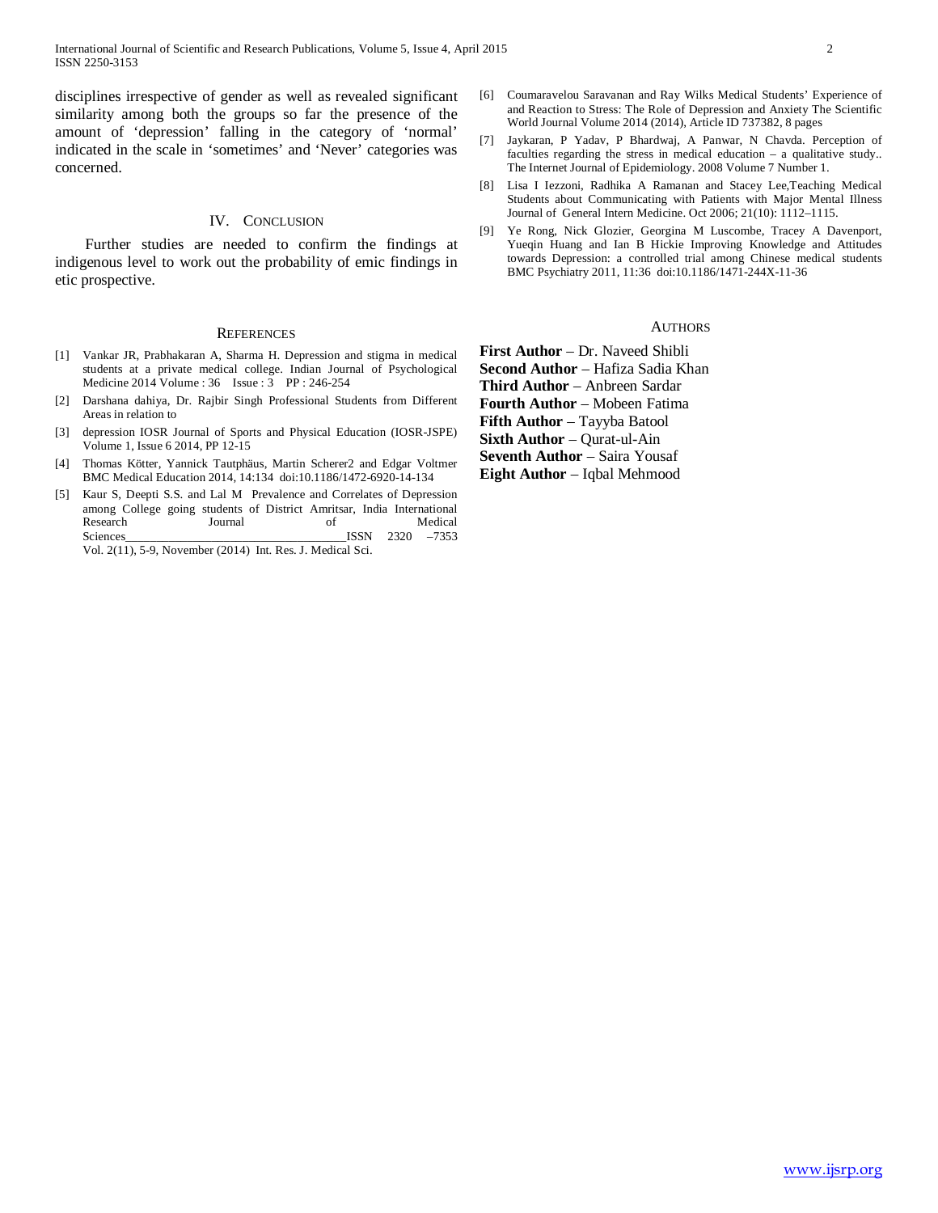disciplines irrespective of gender as well as revealed significant similarity among both the groups so far the presence of the amount of 'depression' falling in the category of 'normal' indicated in the scale in 'sometimes' and 'Never' categories was concerned.

## IV. Conclusion

Further studies are needed to confirm the findings at indigenous level to work out the probability of emic findings in etic prospective.

## References

[1] Vankar JR, Prabhakaran A, Sharma H. Depression and stigma in medical students at a private medical college. Indian Journal of Psychological Medicine 2014 Volume : 36 Issue : 3 PP : 246-254

[2] Darshana dahiya, Dr. Rajbir Singh Professional Students from Different Areas in relation to

[3] depression IOSR Journal of Sports and Physical Education (IOSR-JSPE) Volume 1, Issue 6 2014, PP 12-15

[4] Thomas Kötter, Yannick Tautphäus, Martin Scherer2 and Edgar Voltmer BMC Medical Education 2014, 14:134 doi:10.1186/1472-6920-14-134

[5] Kaur S, Deepti S.S. and Lal M Prevalence and Correlates of Depression among College going students of District Amritsar, India International Research Journal of Medical Sciences___________________________________ISSN 2320 –7353 Vol. 2(11), 5-9, November (2014) Int. Res. J. Medical Sci.

[6] Coumaravelou Saravanan and Ray Wilks Medical Students' Experience of and Reaction to Stress: The Role of Depression and Anxiety The Scientific World Journal Volume 2014 (2014), Article ID 737382, 8 pages

[7] Jaykaran, P Yadav, P Bhardwaj, A Panwar, N Chavda. Perception of faculties regarding the stress in medical education – a qualitative study.. The Internet Journal of Epidemiology. 2008 Volume 7 Number 1.

[8] Lisa I Iezzoni, Radhika A Ramanan and Stacey Lee,Teaching Medical Students about Communicating with Patients with Major Mental Illness Journal of General Intern Medicine. Oct 2006; 21(10): 1112–1115.

[9] Ye Rong, Nick Glozier, Georgina M Luscombe, Tracey A Davenport, Yueqin Huang and Ian B Hickie Improving Knowledge and Attitudes towards Depression: a controlled trial among Chinese medical students BMC Psychiatry 2011, 11:36 doi:10.1186/1471-244X-11-36

## Authors

**First Author** – Dr. Naveed Shibli
**Second Author** – Hafiza Sadia Khan
**Third Author** – Anbreen Sardar
**Fourth Author** – Mobeen Fatima
**Fifth Author** – Tayyba Batool
**Sixth Author** – Qurat-ul-Ain
**Seventh Author** – Saira Yousaf
**Eight Author** – Iqbal Mehmood